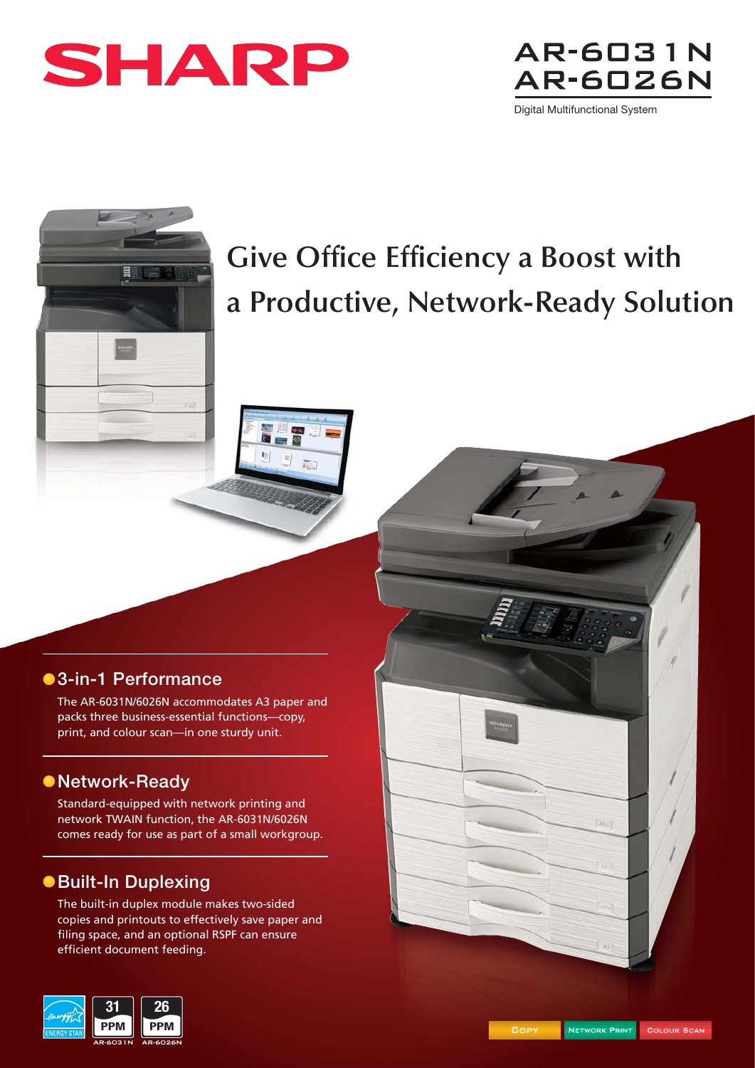SHARP

# AR-6031N
# AR-6026N

Digital Multifunctional System

## Give Office Efficiency a Boost with a Productive, Network-Ready Solution

### 3-in-1 Performance

The AR-6031N/6026N accommodates A3 paper and packs three business-essential functions—copy, print, and colour scan—in one sturdy unit.

### Network-Ready

Standard-equipped with network printing and network TWAIN function, the AR-6031N/6026N comes ready for use as part of a small workgroup.

### Built-In Duplexing

The built-in duplex module makes two-sided copies and printouts to effectively save paper and filing space, and an optional RSPF can ensure efficient document feeding.

ENERGY STAR

31 PPM AR-6031N

26 PPM AR-6026N

COPY | NETWORK PRINT | COLOUR SCAN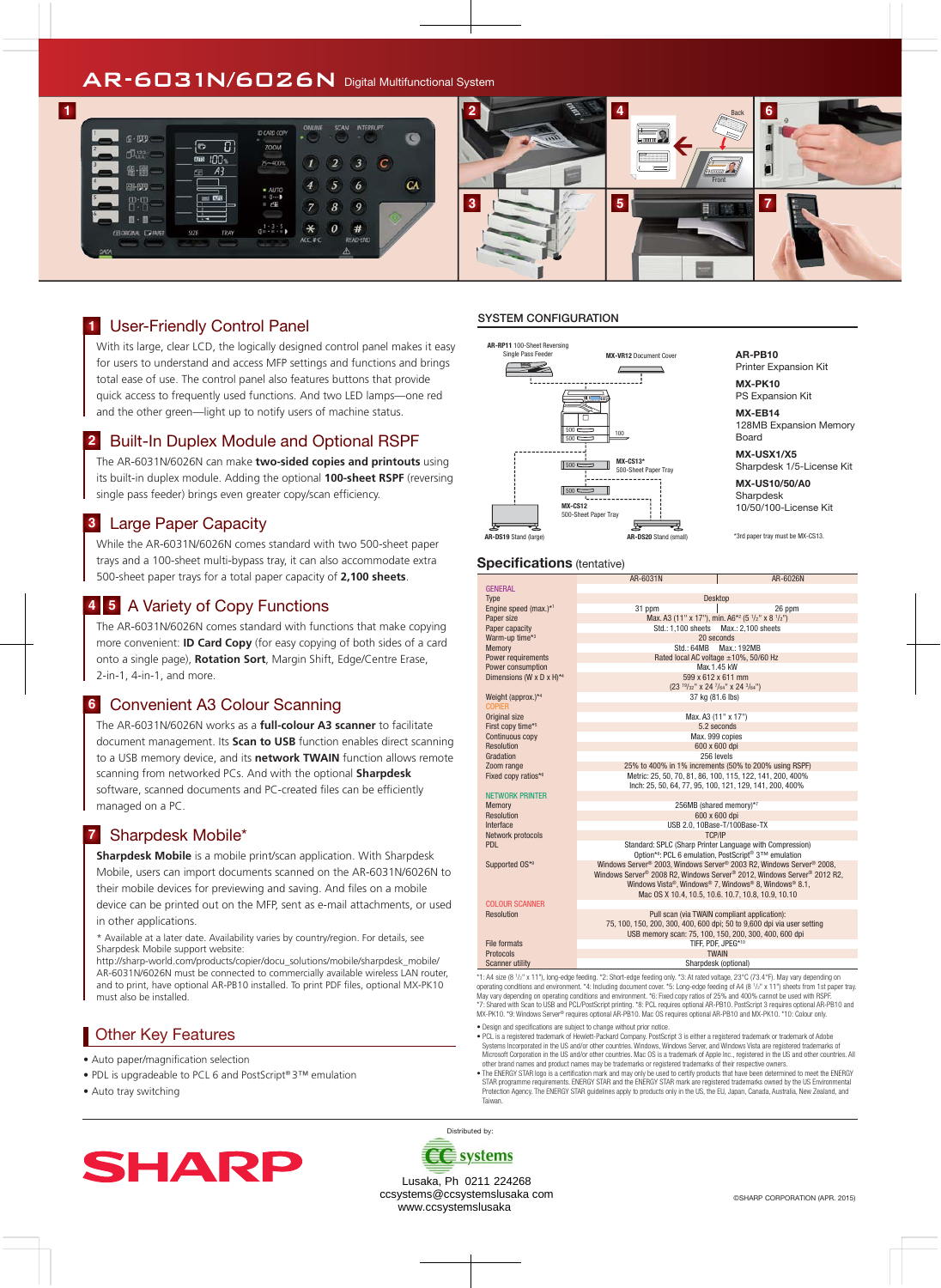# AR-6031N/6026N Digital Multifunctional System

## 1 User-Friendly Control Panel

With its large, clear LCD, the logically designed control panel makes it easy for users to understand and access MFP settings and functions and brings total ease of use. The control panel also features buttons that provide quick access to frequently used functions. And two LED lamps—one red and the other green—light up to notify users of machine status.

## 2 Built-In Duplex Module and Optional RSPF

The AR-6031N/6026N can make **two-sided copies and printouts** using its built-in duplex module. Adding the optional **100-sheet RSPF** (reversing single pass feeder) brings even greater copy/scan efficiency.

## 3 Large Paper Capacity

While the AR-6031N/6026N comes standard with two 500-sheet paper trays and a 100-sheet multi-bypass tray, it can also accommodate extra 500-sheet paper trays for a total paper capacity of **2,100 sheets**.

## 4 5 A Variety of Copy Functions

The AR-6031N/6026N comes standard with functions that make copying more convenient: **ID Card Copy** (for easy copying of both sides of a card onto a single page), **Rotation Sort**, Margin Shift, Edge/Centre Erase, 2-in-1, 4-in-1, and more.

## 6 Convenient A3 Colour Scanning

The AR-6031N/6026N works as a **full-colour A3 scanner** to facilitate document management. Its **Scan to USB** function enables direct scanning to a USB memory device, and its **network TWAIN** function allows remote scanning from networked PCs. And with the optional **Sharpdesk** software, scanned documents and PC-created files can be efficiently managed on a PC.

## 7 Sharpdesk Mobile*

**Sharpdesk Mobile** is a mobile print/scan application. With Sharpdesk Mobile, users can import documents scanned on the AR-6031N/6026N to their mobile devices for previewing and saving. And files on a mobile device can be printed out on the MFP, sent as e-mail attachments, or used in other applications.

\* Available at a later date. Availability varies by country/region. For details, see Sharpdesk Mobile support website:
http://sharp-world.com/products/copier/docu_solutions/mobile/sharpdesk_mobile/
AR-6031N/6026N must be connected to commercially available wireless LAN router, and to print, have optional AR-PB10 installed. To print PDF files, optional MX-PK10 must also be installed.

## Other Key Features

- Auto paper/magnification selection
- PDL is upgradeable to PCL 6 and PostScript® 3™ emulation
- Auto tray switching

## SYSTEM CONFIGURATION

AR-RP11 100-Sheet Reversing Single Pass Feeder

MX-VR12 Document Cover

MX-CS13* 500-Sheet Paper Tray

MX-CS12 500-Sheet Paper Tray

AR-DS19 Stand (large)

AR-DS20 Stand (small)

**AR-PB10**
Printer Expansion Kit

**MX-PK10**
PS Expansion Kit

**MX-EB14**
128MB Expansion Memory Board

**MX-USX1/X5**
Sharpdesk 1/5-License Kit

**MX-US10/50/A0**
Sharpdesk 10/50/100-License Kit

*3rd paper tray must be MX-CS13.

## Specifications (tentative)

| | AR-6031N | AR-6026N |
|---|---|---|
| **GENERAL** | | |
| Type | Desktop | |
| Engine speed (max.)*1 | 31 ppm | 26 ppm |
| Paper size | Max. A3 (11" x 17"), min. A6*2 (5 1/2" x 8 1/2") | |
| Paper capacity | Std.: 1,100 sheets Max.: 2,100 sheets | |
| Warm-up time*3 | 20 seconds | |
| Memory | Std.: 64MB Max.: 192MB | |
| Power requirements | Rated local AC voltage ±10%, 50/60 Hz | |
| Power consumption | Max.1.45 kW | |
| Dimensions (W x D x H)*4 | 599 x 612 x 611 mm (23 19/32" x 24 7/64" x 24 3/64") | |
| Weight (approx.)*4 | 37 kg (81.6 lbs) | |
| **COPIER** | | |
| Original size | Max. A3 (11" x 17") | |
| First copy time*5 | 5.2 seconds | |
| Continuous copy | Max. 999 copies | |
| Resolution | 600 x 600 dpi | |
| Gradation | 256 levels | |
| Zoom range | 25% to 400% in 1% increments (50% to 200% using RSPF) | |
| Fixed copy ratios*6 | Metric: 25, 50, 70, 81, 86, 100, 115, 122, 141, 200, 400% Inch: 25, 50, 64, 77, 95, 100, 121, 129, 141, 200, 400% | |
| **NETWORK PRINTER** | | |
| Memory | 256MB (shared memory)*7 | |
| Resolution | 600 x 600 dpi | |
| Interface | USB 2.0, 10Base-T/100Base-TX | |
| Network protocols | TCP/IP | |
| PDL | Standard: SPLC (Sharp Printer Language with Compression) Option*8: PCL 6 emulation, PostScript® 3™ emulation | |
| Supported OS*9 | Windows Server® 2003, Windows Server® 2003 R2, Windows Server® 2008, Windows Server® 2008 R2, Windows Server® 2012, Windows Server® 2012 R2, Windows Vista®, Windows® 7, Windows® 8, Windows® 8.1, Mac OS X 10.4, 10.5, 10.6, 10.7, 10.8, 10.9, 10.10 | |
| **COLOUR SCANNER** | | |
| Resolution | Pull scan (via TWAIN compliant application): 75, 100, 150, 200, 300, 400, 600 dpi; 50 to 9,600 dpi via user setting USB memory scan: 75, 100, 150, 200, 300, 400, 600 dpi | |
| File formats | TIFF, PDF, JPEG*10 | |
| Protocols | TWAIN | |
| Scanner utility | Sharpdesk (optional) | |

*1: A4 size (8 1/2" x 11"), long-edge feeding. *2: Short-edge feeding only. *3: At rated voltage, 23°C (73.4°F). May vary depending on operating conditions and environment. *4: Including document cover. *5: Long-edge feeding of A4 (8 1/2" x 11") sheets from 1st paper tray. May vary depending on operating conditions and environment. *6: Fixed copy ratios of 25% and 400% cannot be used with RSPF. *7: Shared with Scan to USB and PCL/PostScript printing. *8: PCL requires optional AR-PB10. PostScript 3 requires optional AR-PB10 and MX-PK10. *9: Windows Server® requires optional AR-PB10. Mac OS requires optional AR-PB10 and MX-PK10. *10: Colour only.

- Design and specifications are subject to change without prior notice.
- PCL is a registered trademark of Hewlett-Packard Company. PostScript 3 is either a registered trademark or trademark of Adobe Systems Incorporated in the US and/or other countries. Windows, Windows Server, and Windows Vista are registered trademarks of Microsoft Corporation in the US and/or other countries. Mac OS is a trademark of Apple Inc., registered in the US and other countries. All other brand names and product names may be trademarks or registered trademarks of their respective owners.
- The ENERGY STAR logo is a certification mark and may only be used to certify products that have been determined to meet the ENERGY STAR programme requirements. ENERGY STAR and the ENERGY STAR mark are registered trademarks owned by the US Environmental Protection Agency. The ENERGY STAR guidelines apply to products only in the US, the EU, Japan, Canada, Australia, New Zealand, and Taiwan.

SHARP

Distributed by:

CC systems

Lusaka, Ph 0211 224268
ccsystems@ccsystemslusaka com
www.ccsystemslusaka

©SHARP CORPORATION (APR. 2015)